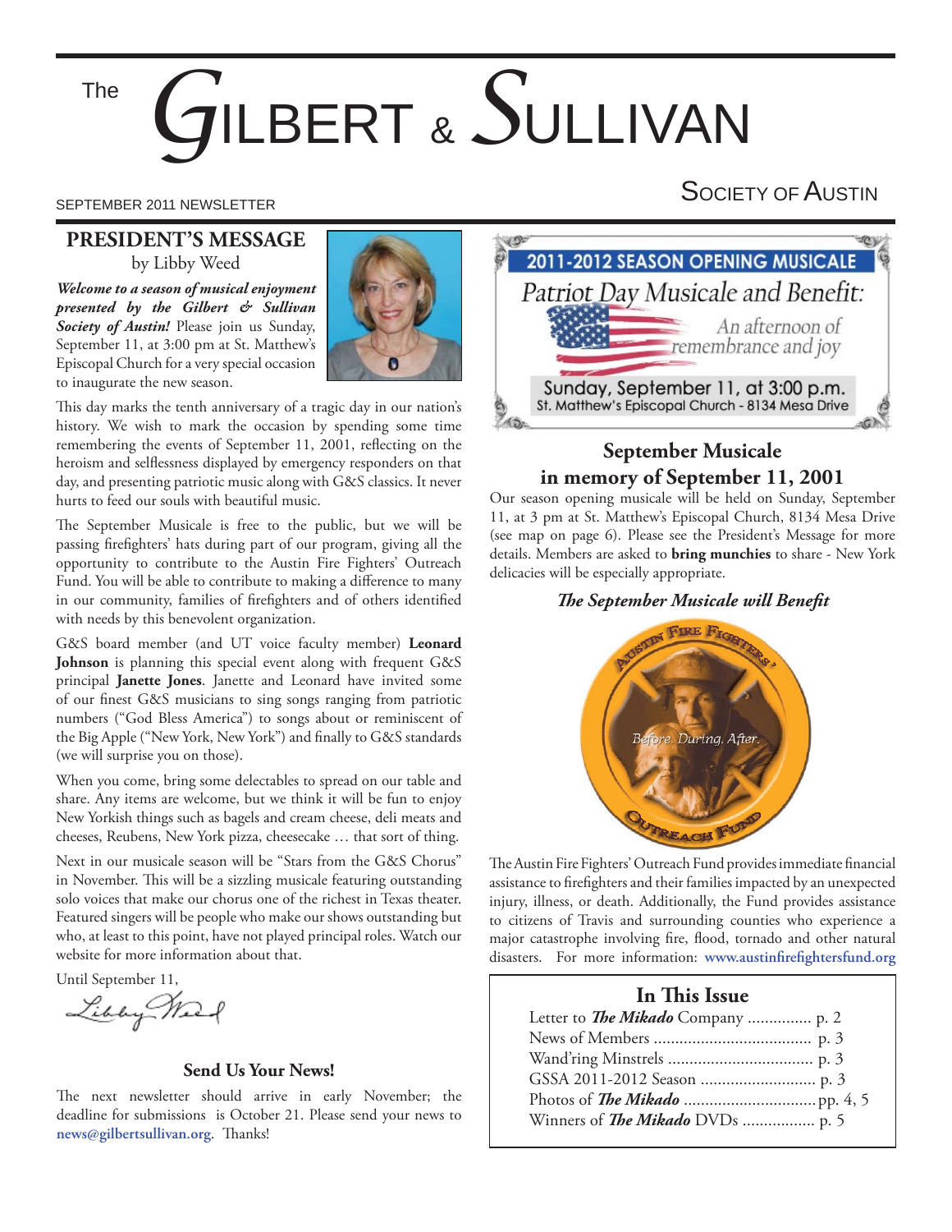# The GILBERT & SULLIVAN SOCIETY OF AUSTIN

SEPTEMBER 2011 NEWSLETTER

## PRESIDENT'S MESSAGE

by Libby Weed

***Welcome to a season of musical enjoyment presented by the Gilbert & Sullivan Society of Austin!*** Please join us Sunday, September 11, at 3:00 pm at St. Matthew's Episcopal Church for a very special occasion to inaugurate the new season.

This day marks the tenth anniversary of a tragic day in our nation's history. We wish to mark the occasion by spending some time remembering the events of September 11, 2001, reflecting on the heroism and selflessness displayed by emergency responders on that day, and presenting patriotic music along with G&S classics. It never hurts to feed our souls with beautiful music.

The September Musicale is free to the public, but we will be passing firefighters' hats during part of our program, giving all the opportunity to contribute to the Austin Fire Fighters' Outreach Fund. You will be able to contribute to making a difference to many in our community, families of firefighters and of others identified with needs by this benevolent organization.

G&S board member (and UT voice faculty member) **Leonard Johnson** is planning this special event along with frequent G&S principal **Janette Jones**. Janette and Leonard have invited some of our finest G&S musicians to sing songs ranging from patriotic numbers ("God Bless America") to songs about or reminiscent of the Big Apple ("New York, New York") and finally to G&S standards (we will surprise you on those).

When you come, bring some delectables to spread on our table and share. Any items are welcome, but we think it will be fun to enjoy New Yorkish things such as bagels and cream cheese, deli meats and cheeses, Reubens, New York pizza, cheesecake … that sort of thing.

Next in our musicale season will be "Stars from the G&S Chorus" in November. This will be a sizzling musicale featuring outstanding solo voices that make our chorus one of the richest in Texas theater. Featured singers will be people who make our shows outstanding but who, at least to this point, have not played principal roles. Watch our website for more information about that.

Until September 11,

Libby Weed

### Send Us Your News!

The next newsletter should arrive in early November; the deadline for submissions is October 21. Please send your news to **news@gilbertsullivan.org**. Thanks!

**2011-2012 SEASON OPENING MUSICALE**

*Patriot Day Musicale and Benefit:*

*An afternoon of remembrance and joy*

Sunday, September 11, at 3:00 p.m.
St. Matthew's Episcopal Church - 8134 Mesa Drive

## September Musicale in memory of September 11, 2001

Our season opening musicale will be held on Sunday, September 11, at 3 pm at St. Matthew's Episcopal Church, 8134 Mesa Drive (see map on page 6). Please see the President's Message for more details. Members are asked to **bring munchies** to share - New York delicacies will be especially appropriate.

***The September Musicale will Benefit***

Austin Fire Fighters' Outreach Fund — Before. During. After.

The Austin Fire Fighters' Outreach Fund provides immediate financial assistance to firefighters and their families impacted by an unexpected injury, illness, or death. Additionally, the Fund provides assistance to citizens of Travis and surrounding counties who experience a major catastrophe involving fire, flood, tornado and other natural disasters. For more information: **www.austinfirefightersfund.org**

### In This Issue

- Letter to ***The Mikado*** Company ............... p. 2
- News of Members ..................................... p. 3
- Wand'ring Minstrels ................................. p. 3
- GSSA 2011-2012 Season ........................... p. 3
- Photos of ***The Mikado*** ...............................pp. 4, 5
- Winners of ***The Mikado*** DVDs ................. p. 5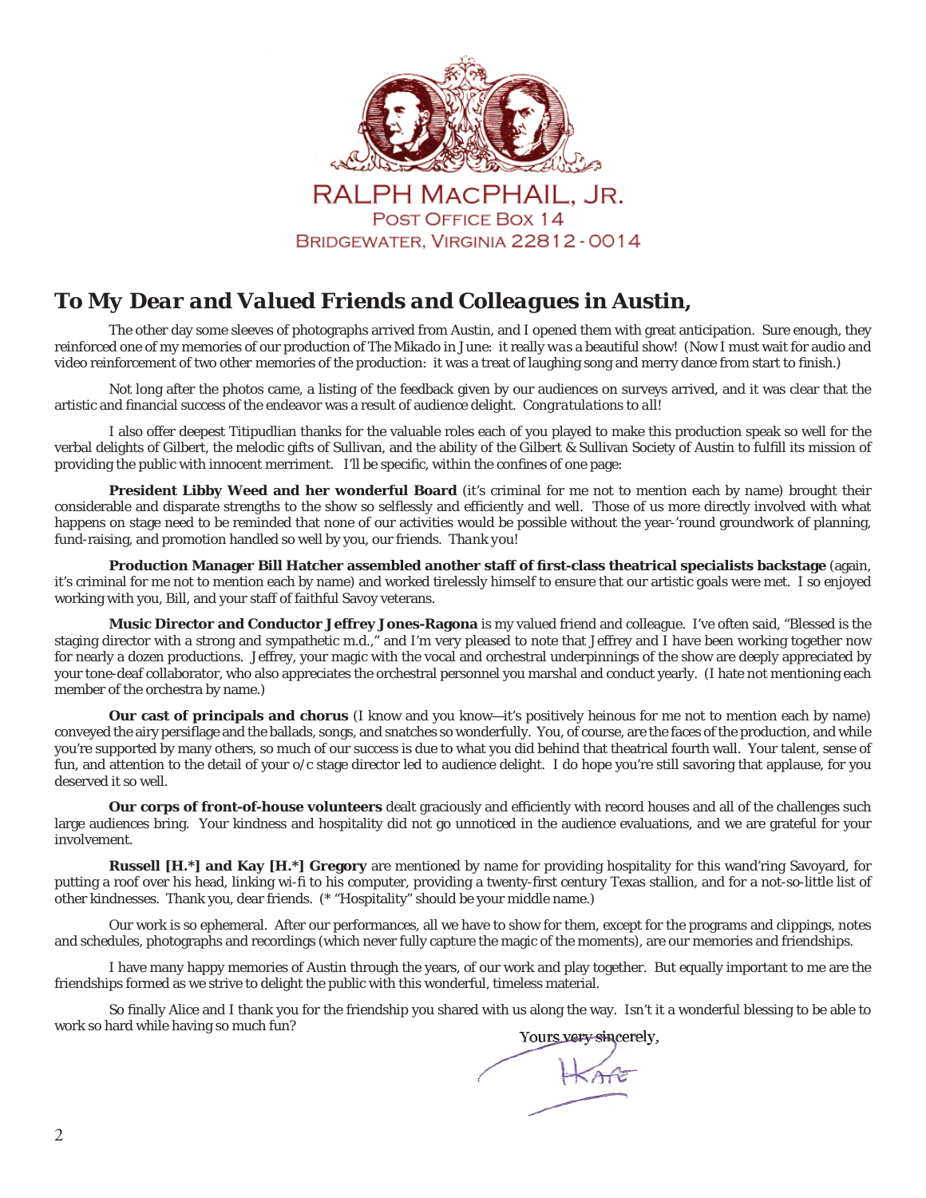RALPH MACPHAIL, JR.
POST OFFICE BOX 14
BRIDGEWATER, VIRGINIA 22812-0014

## *To My Dear and Valued Friends and Colleagues in Austin,*

The other day some sleeves of photographs arrived from Austin, and I opened them with great anticipation. Sure enough, they reinforced one of my memories of our production of *The Mikado* in June: it really *was* a beautiful show! (Now I must wait for audio and video reinforcement of two other memories of the production: it was a treat of laughing song and merry dance from start to finish.)

Not long after the photos came, a listing of the feedback given by our audiences on surveys arrived, and it was clear that the artistic and financial success of the endeavor was a result of audience delight. *Congratulations to all!*

I also offer deepest Titipudlian thanks for the valuable roles each of you played to make this production speak so well for the verbal delights of Gilbert, the melodic gifts of Sullivan, and the ability of the Gilbert & Sullivan Society of Austin to fulfill its mission of providing the public with innocent merriment. I'll be specific, within the confines of one page:

**President Libby Weed and her wonderful Board** (it's criminal for me not to mention each by name) brought their considerable and disparate strengths to the show so selflessly and efficiently and well. Those of us more directly involved with what happens on stage need to be reminded that none of our activities would be possible without the year-'round groundwork of planning, fund-raising, and promotion handled so well by you, our friends. *Thank you!*

**Production Manager Bill Hatcher assembled another staff of first-class theatrical specialists backstage** (again, it's criminal for me not to mention each by name) and worked tirelessly himself to ensure that our artistic goals were met. I so enjoyed working with you, Bill, and your staff of faithful Savoy veterans.

**Music Director and Conductor Jeffrey Jones-Ragona** is my valued friend and colleague. I've often said, "Blessed is the staging director with a strong and sympathetic m.d.," and I'm very pleased to note that Jeffrey and I have been working together now for nearly a dozen productions. Jeffrey, your magic with the vocal and orchestral underpinnings of the show are deeply appreciated by your tone-deaf collaborator, who also appreciates the orchestral personnel you marshal and conduct yearly. (I hate not mentioning each member of the orchestra by name.)

**Our cast of principals and chorus** (I know and you know—it's positively heinous for me not to mention each by name) conveyed the airy persiflage and the ballads, songs, and snatches so wonderfully. You, of course, are the faces of the production, and while you're supported by many others, so much of our success is due to what you did behind that theatrical fourth wall. Your talent, sense of fun, and attention to the detail of your o/c stage director led to audience delight. I do hope you're still savoring that applause, for you deserved it so well.

**Our corps of front-of-house volunteers** dealt graciously and efficiently with record houses and all of the challenges such large audiences bring. Your kindness and hospitality did not go unnoticed in the audience evaluations, and we are grateful for your involvement.

**Russell [H.*] and Kay [H.*] Gregory** are mentioned by name for providing hospitality for this wand'ring Savoyard, for putting a roof over his head, linking wi-fi to his computer, providing a twenty-first century Texas stallion, and for a not-so-little list of other kindnesses. Thank you, dear friends. (* "Hospitality" should be your middle name.)

Our work is so ephemeral. After our performances, all we have to show for them, except for the programs and clippings, notes and schedules, photographs and recordings (which never fully capture the magic of the moments), are our memories and friendships.

I have many happy memories of Austin through the years, of our work and play together. But equally important to me are the friendships formed as we strive to delight the public with this wonderful, timeless material.

So finally Alice and I thank you for the friendship you shared with us along the way. Isn't it a wonderful blessing to be able to work so hard while having so much fun?

Yours very sincerely,

Kafe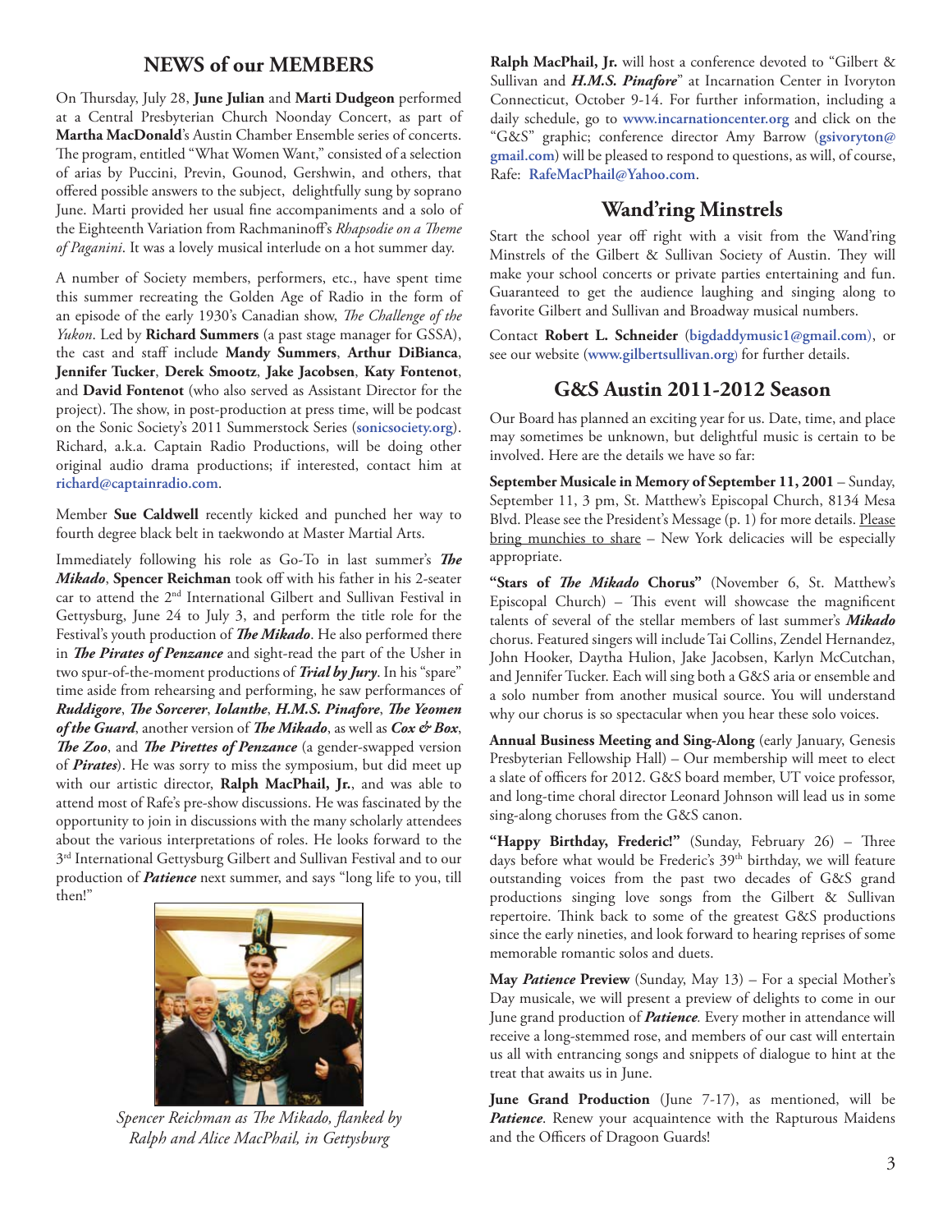## NEWS of our MEMBERS

On Thursday, July 28, **June Julian** and **Marti Dudgeon** performed at a Central Presbyterian Church Noonday Concert, as part of **Martha MacDonald**'s Austin Chamber Ensemble series of concerts. The program, entitled "What Women Want," consisted of a selection of arias by Puccini, Previn, Gounod, Gershwin, and others, that offered possible answers to the subject, delightfully sung by soprano June. Marti provided her usual fine accompaniments and a solo of the Eighteenth Variation from Rachmaninoff's *Rhapsodie on a Theme of Paganini*. It was a lovely musical interlude on a hot summer day.

A number of Society members, performers, etc., have spent time this summer recreating the Golden Age of Radio in the form of an episode of the early 1930's Canadian show, *The Challenge of the Yukon*. Led by **Richard Summers** (a past stage manager for GSSA), the cast and staff include **Mandy Summers**, **Arthur DiBianca**, **Jennifer Tucker**, **Derek Smootz**, **Jake Jacobsen**, **Katy Fontenot**, and **David Fontenot** (who also served as Assistant Director for the project). The show, in post-production at press time, will be podcast on the Sonic Society's 2011 Summerstock Series (**sonicsociety.org**). Richard, a.k.a. Captain Radio Productions, will be doing other original audio drama productions; if interested, contact him at **richard@captainradio.com**.

Member **Sue Caldwell** recently kicked and punched her way to fourth degree black belt in taekwondo at Master Martial Arts.

Immediately following his role as Go-To in last summer's ***The Mikado***, **Spencer Reichman** took off with his father in his 2-seater car to attend the 2nd International Gilbert and Sullivan Festival in Gettysburg, June 24 to July 3, and perform the title role for the Festival's youth production of ***The Mikado***. He also performed there in ***The Pirates of Penzance*** and sight-read the part of the Usher in two spur-of-the-moment productions of ***Trial by Jury***. In his "spare" time aside from rehearsing and performing, he saw performances of ***Ruddigore***, ***The Sorcerer***, ***Iolanthe***, ***H.M.S. Pinafore***, ***The Yeomen of the Guard***, another version of ***The Mikado***, as well as ***Cox & Box***, ***The Zoo***, and ***The Pirettes of Penzance*** (a gender-swapped version of ***Pirates***). He was sorry to miss the symposium, but did meet up with our artistic director, **Ralph MacPhail, Jr.**, and was able to attend most of Rafe's pre-show discussions. He was fascinated by the opportunity to join in discussions with the many scholarly attendees about the various interpretations of roles. He looks forward to the 3rd International Gettysburg Gilbert and Sullivan Festival and to our production of ***Patience*** next summer, and says "long life to you, till then!"

*Spencer Reichman as The Mikado, flanked by Ralph and Alice MacPhail, in Gettysburg*

**Ralph MacPhail, Jr.** will host a conference devoted to "Gilbert & Sullivan and ***H.M.S. Pinafore***" at Incarnation Center in Ivoryton Connecticut, October 9-14. For further information, including a daily schedule, go to **www.incarnationcenter.org** and click on the "G&S" graphic; conference director Amy Barrow (**gsivoryton@gmail.com**) will be pleased to respond to questions, as will, of course, Rafe: **RafeMacPhail@Yahoo.com**.

## Wand'ring Minstrels

Start the school year off right with a visit from the Wand'ring Minstrels of the Gilbert & Sullivan Society of Austin. They will make your school concerts or private parties entertaining and fun. Guaranteed to get the audience laughing and singing along to favorite Gilbert and Sullivan and Broadway musical numbers.

Contact **Robert L. Schneider** (**bigdaddymusic1@gmail.com**), or see our website (**www.gilbertsullivan.org**) for further details.

## G&S Austin 2011-2012 Season

Our Board has planned an exciting year for us. Date, time, and place may sometimes be unknown, but delightful music is certain to be involved. Here are the details we have so far:

**September Musicale in Memory of September 11, 2001** – Sunday, September 11, 3 pm, St. Matthew's Episcopal Church, 8134 Mesa Blvd. Please see the President's Message (p. 1) for more details. <u>Please bring munchies to share</u> – New York delicacies will be especially appropriate.

**"Stars of *The Mikado* Chorus"** (November 6, St. Matthew's Episcopal Church) – This event will showcase the magnificent talents of several of the stellar members of last summer's ***Mikado*** chorus. Featured singers will include Tai Collins, Zendel Hernandez, John Hooker, Daytha Hulion, Jake Jacobsen, Karlyn McCutchan, and Jennifer Tucker. Each will sing both a G&S aria or ensemble and a solo number from another musical source. You will understand why our chorus is so spectacular when you hear these solo voices.

**Annual Business Meeting and Sing-Along** (early January, Genesis Presbyterian Fellowship Hall) – Our membership will meet to elect a slate of officers for 2012. G&S board member, UT voice professor, and long-time choral director Leonard Johnson will lead us in some sing-along choruses from the G&S canon.

**"Happy Birthday, Frederic!"** (Sunday, February 26) – Three days before what would be Frederic's 39th birthday, we will feature outstanding voices from the past two decades of G&S grand productions singing love songs from the Gilbert & Sullivan repertoire. Think back to some of the greatest G&S productions since the early nineties, and look forward to hearing reprises of some memorable romantic solos and duets.

**May *Patience* Preview** (Sunday, May 13) – For a special Mother's Day musicale, we will present a preview of delights to come in our June grand production of ***Patience***. Every mother in attendance will receive a long-stemmed rose, and members of our cast will entertain us all with entrancing songs and snippets of dialogue to hint at the treat that awaits us in June.

**June Grand Production** (June 7-17), as mentioned, will be ***Patience***. Renew your acquaintence with the Rapturous Maidens and the Officers of Dragoon Guards!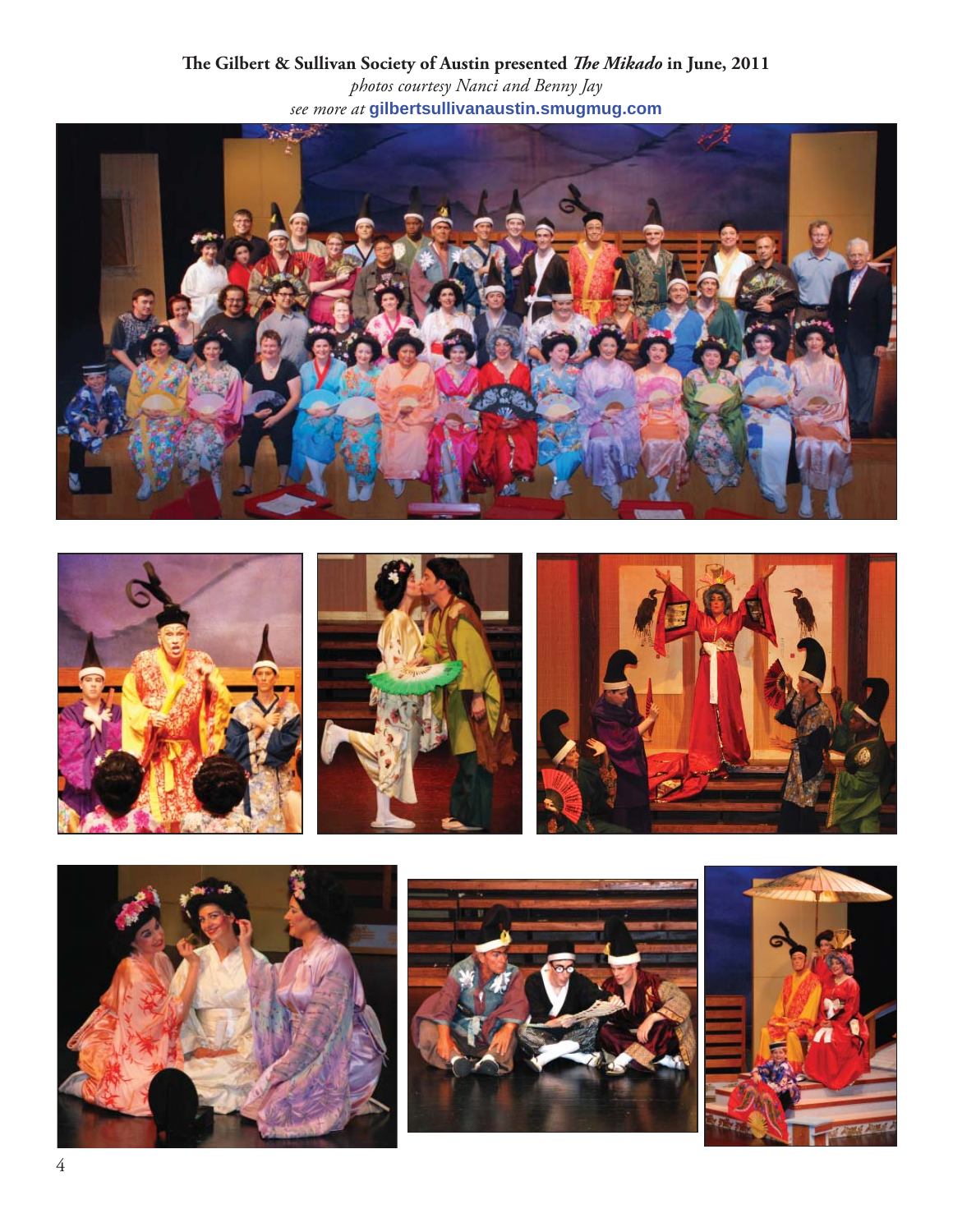**The Gilbert & Sullivan Society of Austin presented *The Mikado* in June, 2011**

*photos courtesy Nanci and Benny Jay*

*see more at* **gilbertsullivanaustin.smugmug.com**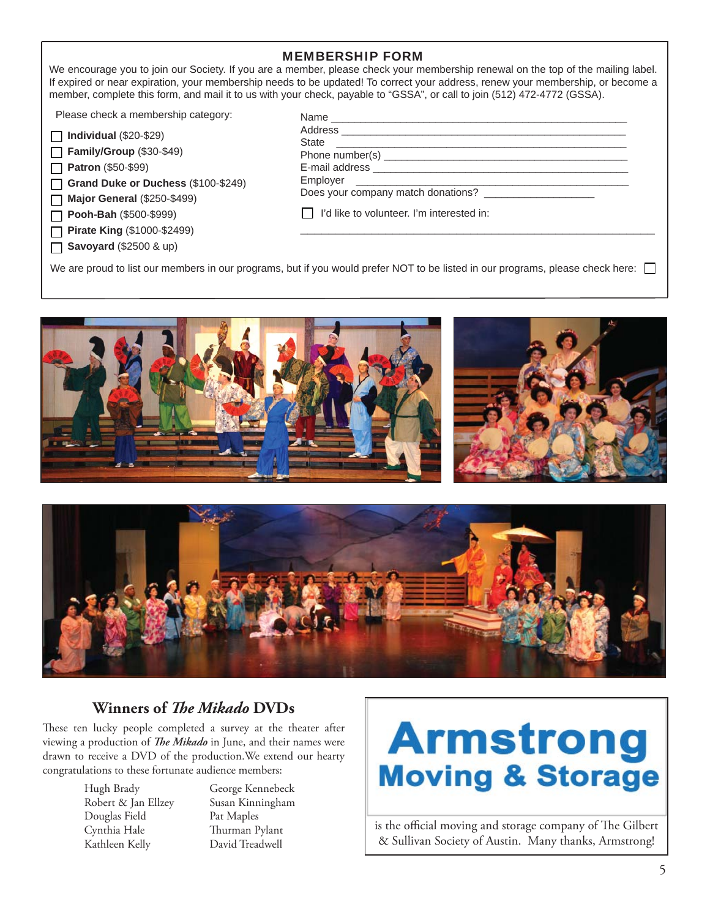## MEMBERSHIP FORM

We encourage you to join our Society. If you are a member, please check your membership renewal on the top of the mailing label. If expired or near expiration, your membership needs to be updated! To correct your address, renew your membership, or become a member, complete this form, and mail it to us with your check, payable to "GSSA", or call to join (512) 472-4772 (GSSA).

Please check a membership category:

- ☐ **Individual** ($20-$29)
- ☐ **Family/Group** ($30-$49)
- ☐ **Patron** ($50-$99)
- ☐ **Grand Duke or Duchess** ($100-$249)
- ☐ **Major General** ($250-$499)
- ☐ **Pooh-Bah** ($500-$999)
- ☐ **Pirate King** ($1000-$2499)
- ☐ **Savoyard** ($2500 & up)

Name ____________________________________________

Address __________________________________________

State ____________________________________________

Phone number(s) __________________________________

E-mail address ____________________________________

Employer _________________________________________

Does your company match donations? _______________

☐ I'd like to volunteer. I'm interested in:

__________________________________________________

We are proud to list our members in our programs, but if you would prefer NOT to be listed in our programs, please check here: ☐

## Winners of *The Mikado* DVDs

These ten lucky people completed a survey at the theater after viewing a production of *The Mikado* in June, and their names were drawn to receive a DVD of the production. We extend our hearty congratulations to these fortunate audience members:

| | |
|---|---|
| Hugh Brady | George Kennebeck |
| Robert & Jan Ellzey | Susan Kinningham |
| Douglas Field | Pat Maples |
| Cynthia Hale | Thurman Pylant |
| Kathleen Kelly | David Treadwell |

**Armstrong Moving & Storage**

is the official moving and storage company of The Gilbert & Sullivan Society of Austin. Many thanks, Armstrong!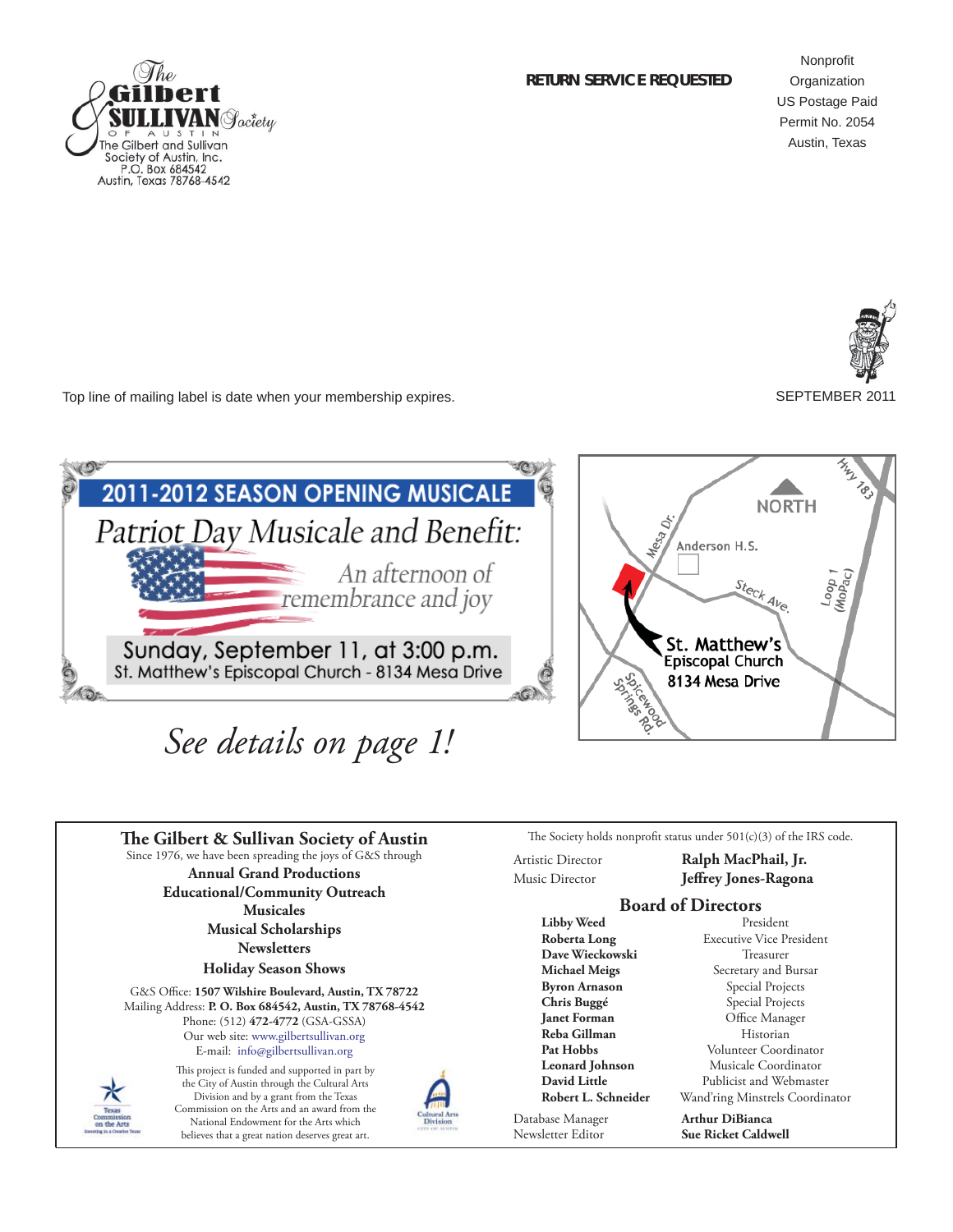The Gilbert & Sullivan Society of Austin

The Gilbert and Sullivan Society of Austin, Inc.
P.O. Box 684542
Austin, Texas 78768-4542

**RETURN SERVICE REQUESTED**

Nonprofit
Organization
US Postage Paid
Permit No. 2054
Austin, Texas

Top line of mailing label is date when your membership expires.

SEPTEMBER 2011

## 2011-2012 SEASON OPENING MUSICALE

*Patriot Day Musical and Benefit:*

*An afternoon of remembrance and joy*

Sunday, September 11, at 3:00 p.m.
St. Matthew's Episcopal Church - 8134 Mesa Drive

NORTH
Hwy 183
Mesa Dr.
Anderson H.S.
Steck Ave.
Loop 1 (MoPac)
St. Matthew's Episcopal Church
8134 Mesa Drive
Spicewood Springs Rd.

*See details on page 1!*

## The Gilbert & Sullivan Society of Austin

Since 1976, we have been spreading the joys of G&S through

**Annual Grand Productions**
**Educational/Community Outreach**
**Musicales**
**Musical Scholarships**
**Newsletters**
**Holiday Season Shows**

G&S Office: **1507 Wilshire Boulevard, Austin, TX 78722**
Mailing Address: **P. O. Box 684542, Austin, TX 78768-4542**
Phone: (512) **472-4772** (GSA-GSSA)
Our web site: www.gilbertsullivan.org
E-mail: info@gilbertsullivan.org

This project is funded and supported in part by the City of Austin through the Cultural Arts Division and by a grant from the Texas Commission on the Arts and an award from the National Endowment for the Arts which believes that a great nation deserves great art.

The Society holds nonprofit status under 501(c)(3) of the IRS code.

| | |
|---|---|
| Artistic Director | **Ralph MacPhail, Jr.** |
| Music Director | **Jeffrey Jones-Ragona** |

### Board of Directors

| | |
|---|---|
| **Libby Weed** | President |
| **Roberta Long** | Executive Vice President |
| **Dave Wieckowski** | Treasurer |
| **Michael Meigs** | Secretary and Bursar |
| **Byron Arnason** | Special Projects |
| **Chris Buggé** | Special Projects |
| **Janet Forman** | Office Manager |
| **Reba Gillman** | Historian |
| **Pat Hobbs** | Volunteer Coordinator |
| **Leonard Johnson** | Musicale Coordinator |
| **David Little** | Publicist and Webmaster |
| **Robert L. Schneider** | Wand'ring Minstrels Coordinator |

| | |
|---|---|
| Database Manager | **Arthur DiBianca** |
| Newsletter Editor | **Sue Ricket Caldwell** |